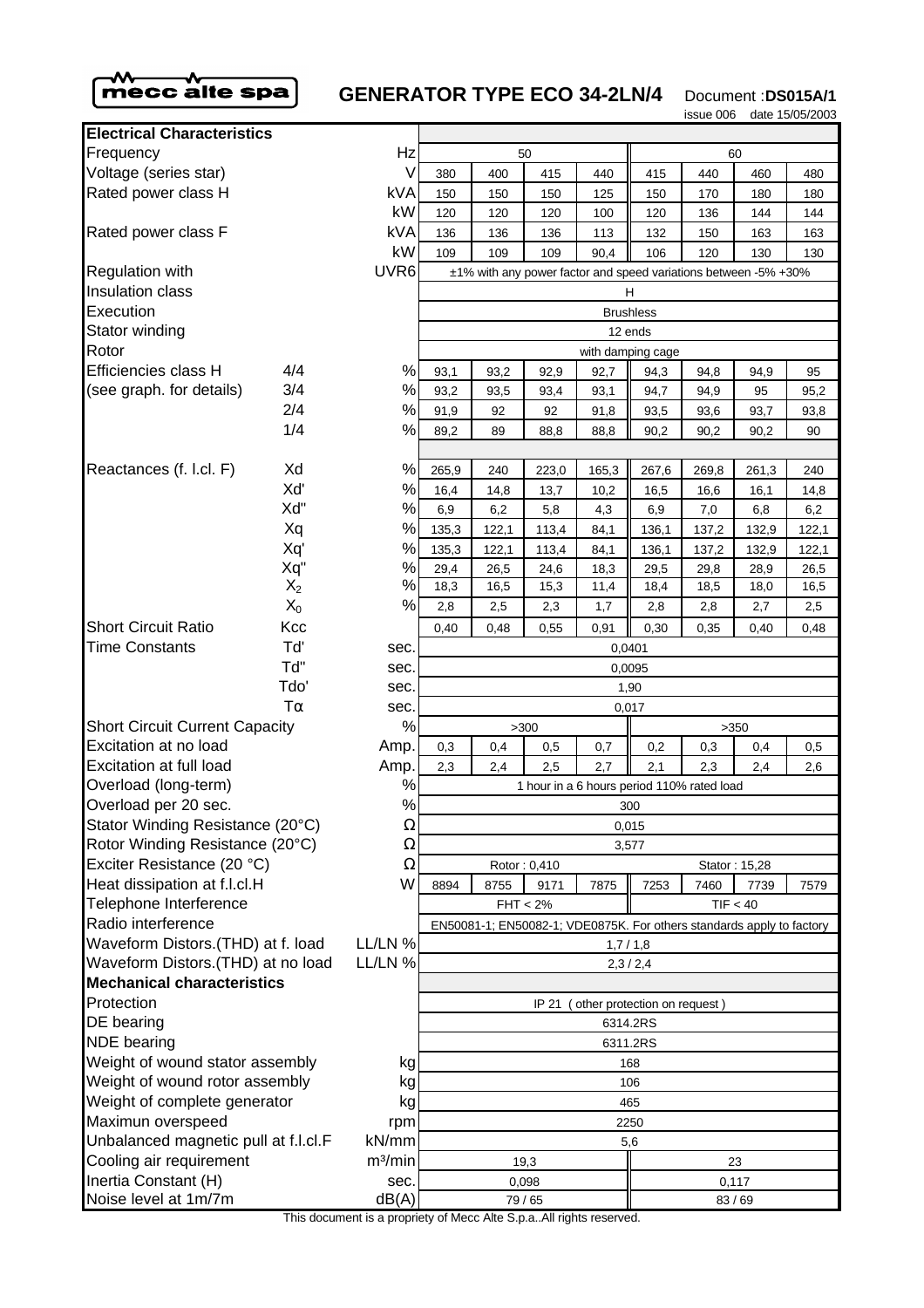mecc alte spa

# GENERATOR TYPE ECO 34-2LN/4

Document :**DS015A/1**
issue 006 date 15/05/2003

| **Electrical Characteristics** | | | | | | | | | | |
|---|---|---|---|---|---|---|---|---|---|---|
| Frequency | | Hz | 50 | | | | 60 | | | |
| Voltage (series star) | | V | 380 | 400 | 415 | 440 | 415 | 440 | 460 | 480 |
| Rated power class H | | kVA | 150 | 150 | 150 | 125 | 150 | 170 | 180 | 180 |
| | | kW | 120 | 120 | 120 | 100 | 120 | 136 | 144 | 144 |
| Rated power class F | | kVA | 136 | 136 | 136 | 113 | 132 | 150 | 163 | 163 |
| | | kW | 109 | 109 | 109 | 90,4 | 106 | 120 | 130 | 130 |
| Regulation with | | UVR6 | ±1% with any power factor and speed variations between -5% +30% | | | | | | | |
| Insulation class | | | H | | | | | | | |
| Execution | | | Brushless | | | | | | | |
| Stator winding | | | 12 ends | | | | | | | |
| Rotor | | | with damping cage | | | | | | | |
| Efficiencies class H | 4/4 | % | 93,1 | 93,2 | 92,9 | 92,7 | 94,3 | 94,8 | 94,9 | 95 |
| (see graph. for details) | 3/4 | % | 93,2 | 93,5 | 93,4 | 93,1 | 94,7 | 94,9 | 95 | 95,2 |
| | 2/4 | % | 91,9 | 92 | 92 | 91,8 | 93,5 | 93,6 | 93,7 | 93,8 |
| | 1/4 | % | 89,2 | 89 | 88,8 | 88,8 | 90,2 | 90,2 | 90,2 | 90 |
| Reactances (f. l.cl. F) | Xd | % | 265,9 | 240 | 223,0 | 165,3 | 267,6 | 269,8 | 261,3 | 240 |
| | Xd' | % | 16,4 | 14,8 | 13,7 | 10,2 | 16,5 | 16,6 | 16,1 | 14,8 |
| | Xd" | % | 6,9 | 6,2 | 5,8 | 4,3 | 6,9 | 7,0 | 6,8 | 6,2 |
| | Xq | % | 135,3 | 122,1 | 113,4 | 84,1 | 136,1 | 137,2 | 132,9 | 122,1 |
| | Xq' | % | 135,3 | 122,1 | 113,4 | 84,1 | 136,1 | 137,2 | 132,9 | 122,1 |
| | Xq" | % | 29,4 | 26,5 | 24,6 | 18,3 | 29,5 | 29,8 | 28,9 | 26,5 |
| | $X_2$ | % | 18,3 | 16,5 | 15,3 | 11,4 | 18,4 | 18,5 | 18,0 | 16,5 |
| | $X_0$ | % | 2,8 | 2,5 | 2,3 | 1,7 | 2,8 | 2,8 | 2,7 | 2,5 |
| Short Circuit Ratio | Kcc | | 0,40 | 0,48 | 0,55 | 0,91 | 0,30 | 0,35 | 0,40 | 0,48 |
| Time Constants | Td' | sec. | 0,0401 | | | | | | | |
| | Td" | sec. | 0,0095 | | | | | | | |
| | Tdo' | sec. | 1,90 | | | | | | | |
| | Tα | sec. | 0,017 | | | | | | | |
| Short Circuit Current Capacity | | % | >300 | | | | >350 | | | |
| Excitation at no load | | Amp. | 0,3 | 0,4 | 0,5 | 0,7 | 0,2 | 0,3 | 0,4 | 0,5 |
| Excitation at full load | | Amp. | 2,3 | 2,4 | 2,5 | 2,7 | 2,1 | 2,3 | 2,4 | 2,6 |
| Overload (long-term) | | % | 1 hour in a 6 hours period 110% rated load | | | | | | | |
| Overload per 20 sec. | | % | 300 | | | | | | | |
| Stator Winding Resistance (20°C) | | Ω | 0,015 | | | | | | | |
| Rotor Winding Resistance (20°C) | | Ω | 3,577 | | | | | | | |
| Exciter Resistance (20 °C) | | Ω | Rotor : 0,410 | | | | Stator : 15,28 | | | |
| Heat dissipation at f.l.cl.H | | W | 8894 | 8755 | 9171 | 7875 | 7253 | 7460 | 7739 | 7579 |
| Telephone Interference | | | FHT < 2% | | | | TIF < 40 | | | |
| Radio interference | | | EN50081-1; EN50082-1; VDE0875K. For others standards apply to factory | | | | | | | |
| Waveform Distors.(THD) at f. load | | LL/LN % | 1,7 / 1,8 | | | | | | | |
| Waveform Distors.(THD) at no load | | LL/LN % | 2,3 / 2,4 | | | | | | | |
| **Mechanical characteristics** | | | | | | | | | | |
| Protection | | | IP 21 ( other protection on request ) | | | | | | | |
| DE bearing | | | 6314.2RS | | | | | | | |
| NDE bearing | | | 6311.2RS | | | | | | | |
| Weight of wound stator assembly | | kg | 168 | | | | | | | |
| Weight of wound rotor assembly | | kg | 106 | | | | | | | |
| Weight of complete generator | | kg | 465 | | | | | | | |
| Maximun overspeed | | rpm | 2250 | | | | | | | |
| Unbalanced magnetic pull at f.l.cl.F | | kN/mm | 5,6 | | | | | | | |
| Cooling air requirement | | m³/min | 19,3 | | | | 23 | | | |
| Inertia Constant (H) | | sec. | 0,098 | | | | 0,117 | | | |
| Noise level at 1m/7m | | dB(A) | 79 / 65 | | | | 83 / 69 | | | |

This document is a propriety of Mecc Alte S.p.a..All rights reserved.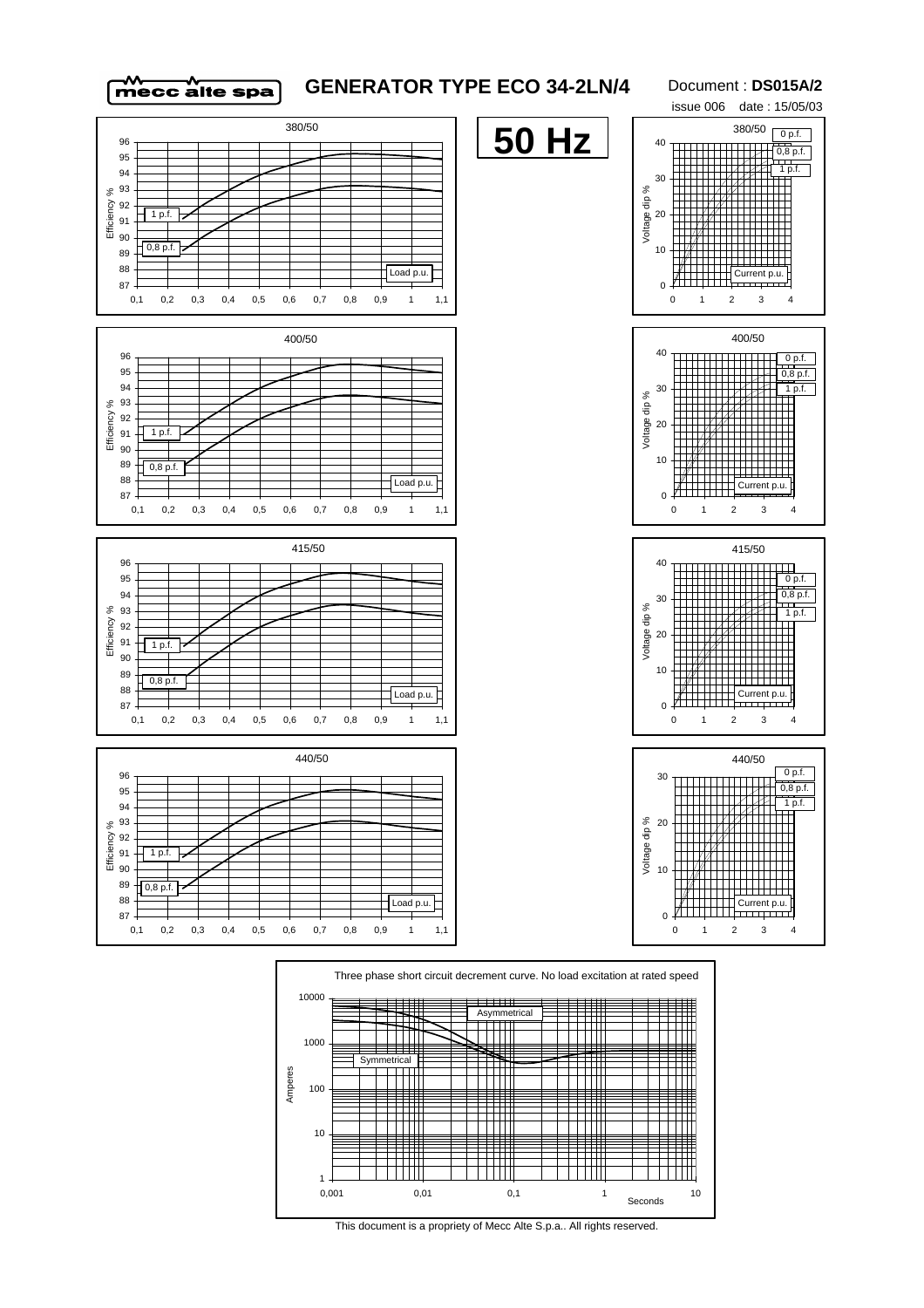# GENERATOR TYPE ECO 34-2LN/4

Document : **DS015A/2**

issue 006 date : 15/05/03

**50 Hz**

380/50

Efficiency % — Load p.u. — 1 p.f. — 0,8 p.f.

380/50

Voltage dip % — Current p.u. — 0 p.f. — 0,8 p.f. — 1 p.f.

400/50

Efficiency % — Load p.u. — 1 p.f. — 0,8 p.f.

400/50

Voltage dip % — Current p.u. — 0 p.f. — 0,8 p.f. — 1 p.f.

415/50

Efficiency % — Load p.u. — 1 p.f. — 0,8 p.f.

415/50

Voltage dip % — Current p.u. — 0 p.f. — 0,8 p.f. — 1 p.f.

440/50

Efficiency % — Load p.u. — 1 p.f. — 0,8 p.f.

440/50

Voltage dip % — Current p.u. — 0 p.f. — 0,8 p.f. — 1 p.f.

Three phase short circuit decrement curve. No load excitation at rated speed

Amperes — Seconds — Asymmetrical — Symmetrical

This document is a propriety of Mecc Alte S.p.a.. All rights reserved.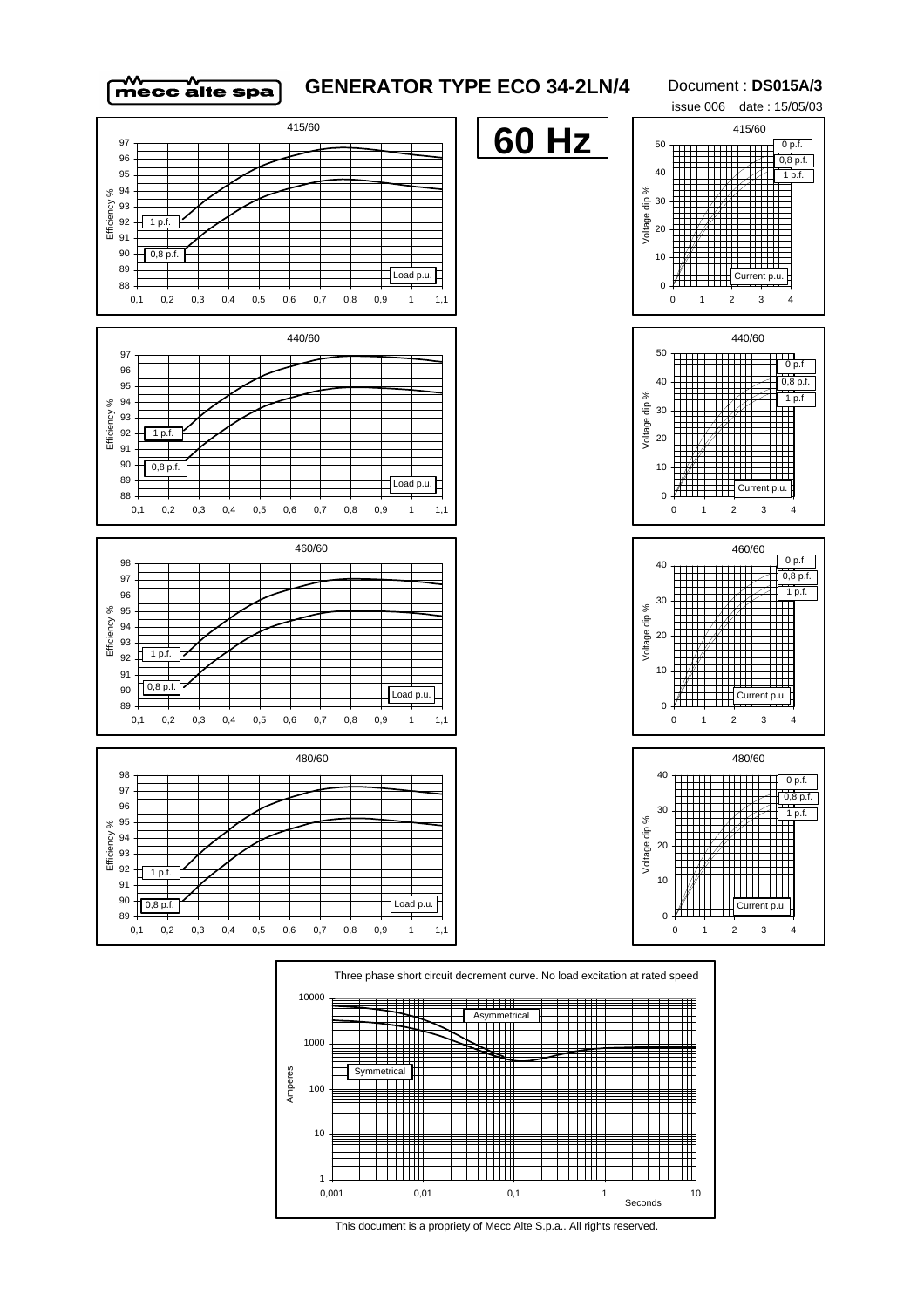# GENERATOR TYPE ECO 34-2LN/4

Document : **DS015A/3**

issue 006 date : 15/05/03

## 60 Hz

415/60

Efficiency %

1 p.f.

0,8 p.f.

Load p.u.

415/60

Voltage dip %

0 p.f.

0,8 p.f.

1 p.f.

Current p.u.

440/60

Efficiency %

1 p.f.

0,8 p.f.

Load p.u.

440/60

Voltage dip %

0 p.f.

0,8 p.f.

1 p.f.

Current p.u.

460/60

Efficiency %

1 p.f.

0,8 p.f.

Load p.u.

460/60

Voltage dip %

0 p.f.

0,8 p.f.

1 p.f.

Current p.u.

480/60

Efficiency %

1 p.f.

0,8 p.f.

Load p.u.

480/60

Voltage dip %

0 p.f.

0,8 p.f.

1 p.f.

Current p.u.

Three phase short circuit decrement curve. No load excitation at rated speed

Amperes

Asymmetrical

Symmetrical

Seconds

This document is a propriety of Mecc Alte S.p.a.. All rights reserved.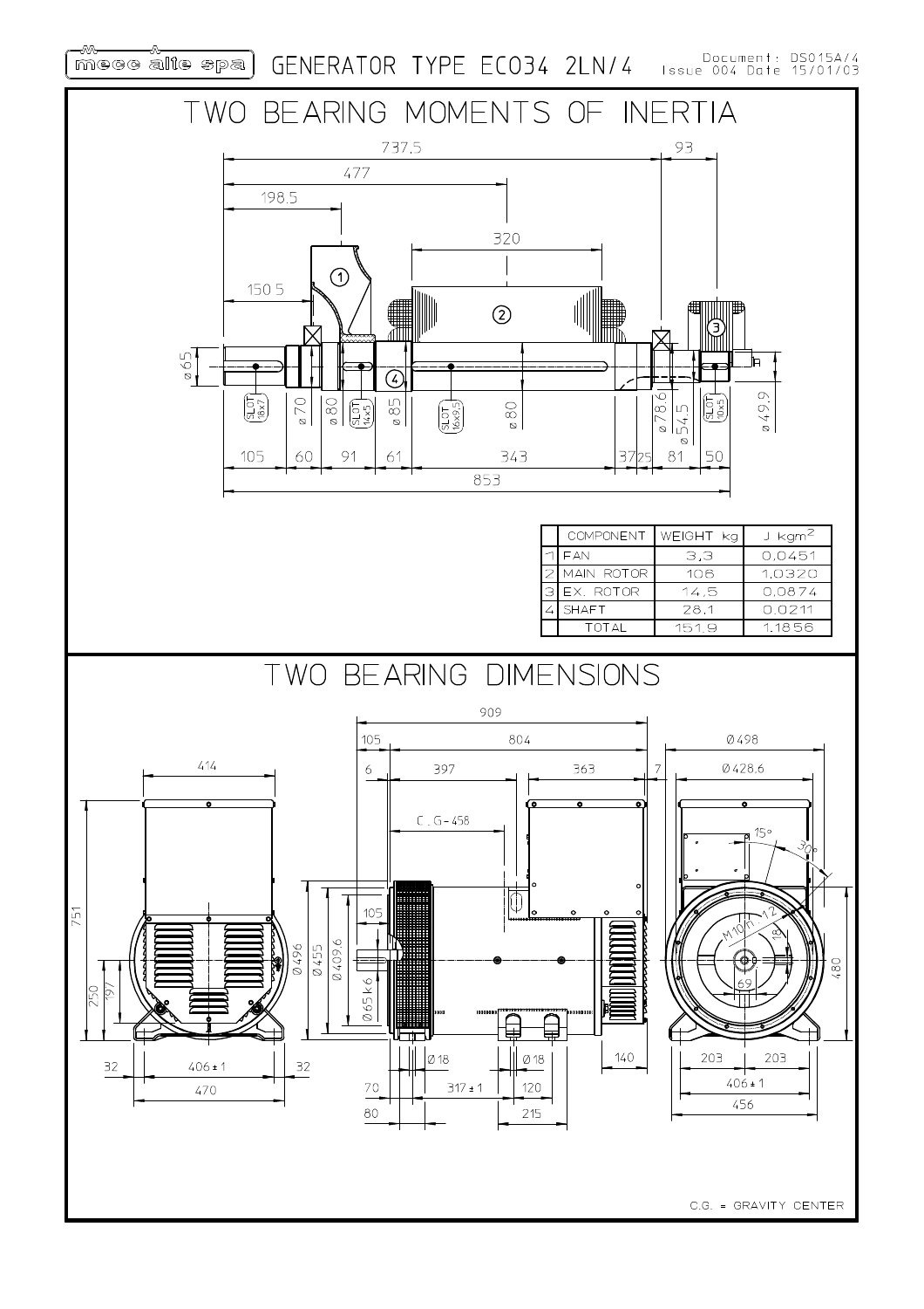# GENERATOR TYPE ECO34 2LN/4

Document: DS015A/4
Issue 004 Date 15/01/03

## TWO BEARING MOMENTS OF INERTIA

|   | COMPONENT | WEIGHT kg | J kgm² |
|---|---|---|---|
| 1 | FAN | 3,3 | 0,0451 |
| 2 | MAIN ROTOR | 106 | 1,0320 |
| 3 | EX. ROTOR | 14,5 | 0,0874 |
| 4 | SHAFT | 28,1 | 0,0211 |
|   | TOTAL | 151,9 | 1,1856 |

## TWO BEARING DIMENSIONS

C.G. = GRAVITY CENTER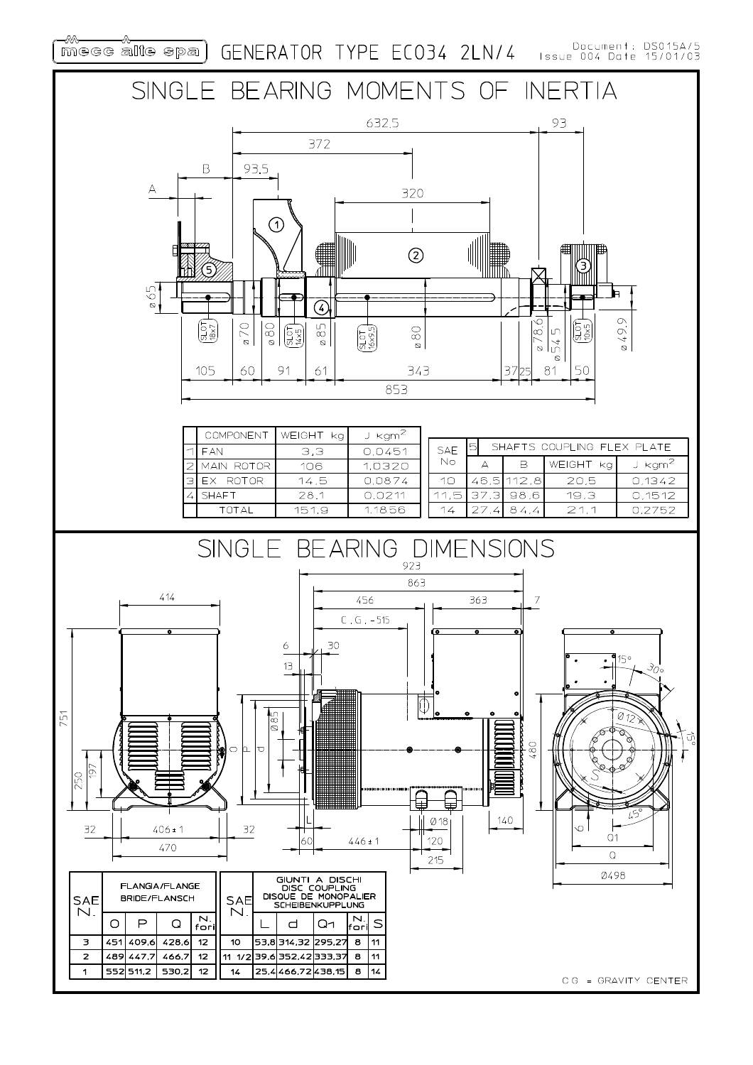# GENERATOR TYPE ECO34 2LN/4

Document: DS015A/5
Issue 004 Date 15/01/03

## SINGLE BEARING MOMENTS OF INERTIA

| | COMPONENT | WEIGHT kg | J $kgm^2$ |
|---|---|---|---|
| 1 | FAN | 3,3 | 0,0451 |
| 2 | MAIN ROTOR | 106 | 1,0320 |
| 3 | EX ROTOR | 14,5 | 0,0874 |
| 4 | SHAFT | 28,1 | 0,0211 |
| | TOTAL | 151,9 | 1,1856 |

| SAE No | 5 SHAFTS COUPLING FLEX PLATE | | | |
|---|---|---|---|---|
| | A | B | WEIGHT kg | J $kgm^2$ |
| 10 | 46,5 | 112,8 | 20,5 | 0,1342 |
| 11,5 | 37,3 | 98,6 | 19,3 | 0,1512 |
| 14 | 27,4 | 84,4 | 21,1 | 0,2752 |

## SINGLE BEARING DIMENSIONS

| SAE N. | FLANGIA/FLANGE BRIDE/FLANSCH | | | |
|---|---|---|---|---|
| | O | P | Q | N. fori |
| 3 | 451 | 409,6 | 428,6 | 12 |
| 2 | 489 | 447,7 | 466,7 | 12 |
| 1 | 552 | 511,2 | 530,2 | 12 |

| SAE N. | GIUNTI A DISCHI DISC COUPLING DISQUE DE MONOPALIER SCHEIBENKUPPLUNG | | | | |
|---|---|---|---|---|---|
| | L | d | Q1 | N. fori | S |
| 10 | 53,8 | 314,32 | 295,27 | 8 | 11 |
| 11 1/2 | 39,6 | 352,42 | 333,37 | 8 | 11 |
| 14 | 25,4 | 466,72 | 438,15 | 8 | 14 |

C.G. = GRAVITY CENTER